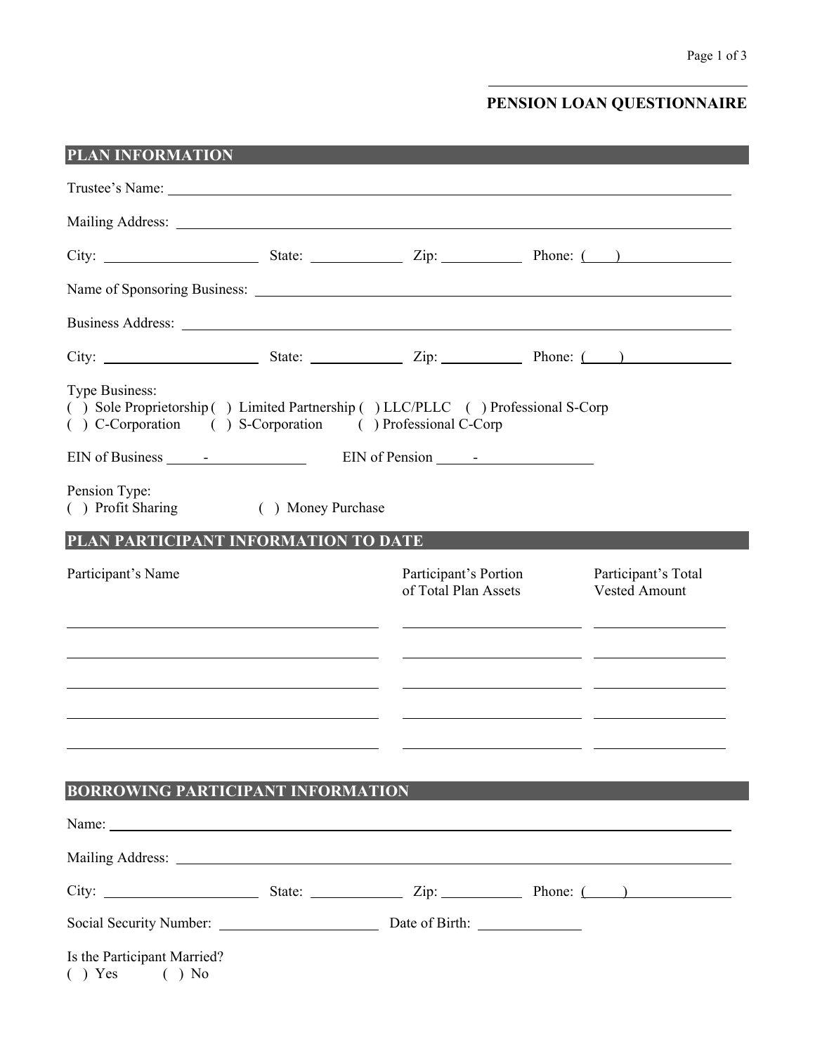# PENSION LOAN QUESTIONNAIRE

## PLAN INFORMATION

Trustee's Name: ______________________________________________

Mailing Address: ______________________________________________

City: ____________ State: __________ Zip: __________ Phone: ( )__________

Name of Sponsoring Business: ______________________________________________

Business Address: ______________________________________________

City: ____________ State: __________ Zip: __________ Phone: ( )__________

Type Business:
( ) Sole Proprietorship ( ) Limited Partnership ( ) LLC/PLLC ( ) Professional S-Corp
( ) C-Corporation ( ) S-Corporation ( ) Professional C-Corp

EIN of Business ____-__________ EIN of Pension ____-__________

Pension Type:
( ) Profit Sharing ( ) Money Purchase

## PLAN PARTICIPANT INFORMATION TO DATE

| Participant's Name | Participant's Portion of Total Plan Assets | Participant's Total Vested Amount |
|---|---|---|
| | | |
| | | |
| | | |
| | | |
| | | |

## BORROWING PARTICIPANT INFORMATION

Name: ______________________________________________

Mailing Address: ______________________________________________

City: ____________ State: __________ Zip: __________ Phone: ( )__________

Social Security Number: ________________ Date of Birth: __________

Is the Participant Married?
( ) Yes ( ) No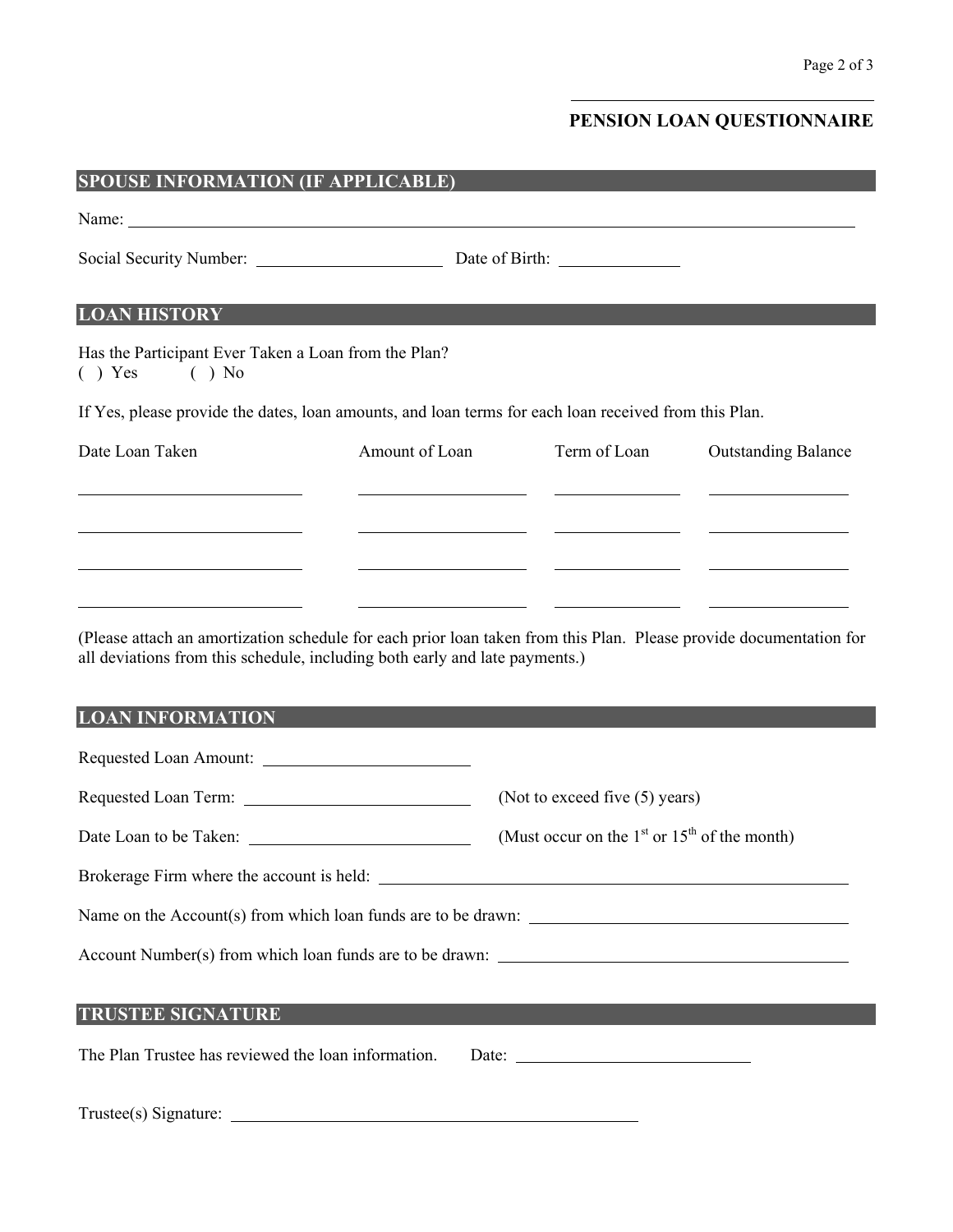# PENSION LOAN QUESTIONNAIRE

## SPOUSE INFORMATION (IF APPLICABLE)

Name: ______________________________________________________________________________

Social Security Number: ______________________ Date of Birth: ______________

## LOAN HISTORY

Has the Participant Ever Taken a Loan from the Plan?
( ) Yes ( ) No

If Yes, please provide the dates, loan amounts, and loan terms for each loan received from this Plan.

| Date Loan Taken | Amount of Loan | Term of Loan | Outstanding Balance |
|---|---|---|---|
| | | | |
| | | | |
| | | | |
| | | | |

(Please attach an amortization schedule for each prior loan taken from this Plan. Please provide documentation for all deviations from this schedule, including both early and late payments.)

## LOAN INFORMATION

Requested Loan Amount: ________________________

Requested Loan Term: ________________________ (Not to exceed five (5) years)

Date Loan to be Taken: ________________________ (Must occur on the 1st or 15th of the month)

Brokerage Firm where the account is held: ____________________________________________

Name on the Account(s) from which loan funds are to be drawn: ____________________________

Account Number(s) from which loan funds are to be drawn: ________________________________

## TRUSTEE SIGNATURE

The Plan Trustee has reviewed the loan information. Date: ____________________________

Trustee(s) Signature: __________________________________________________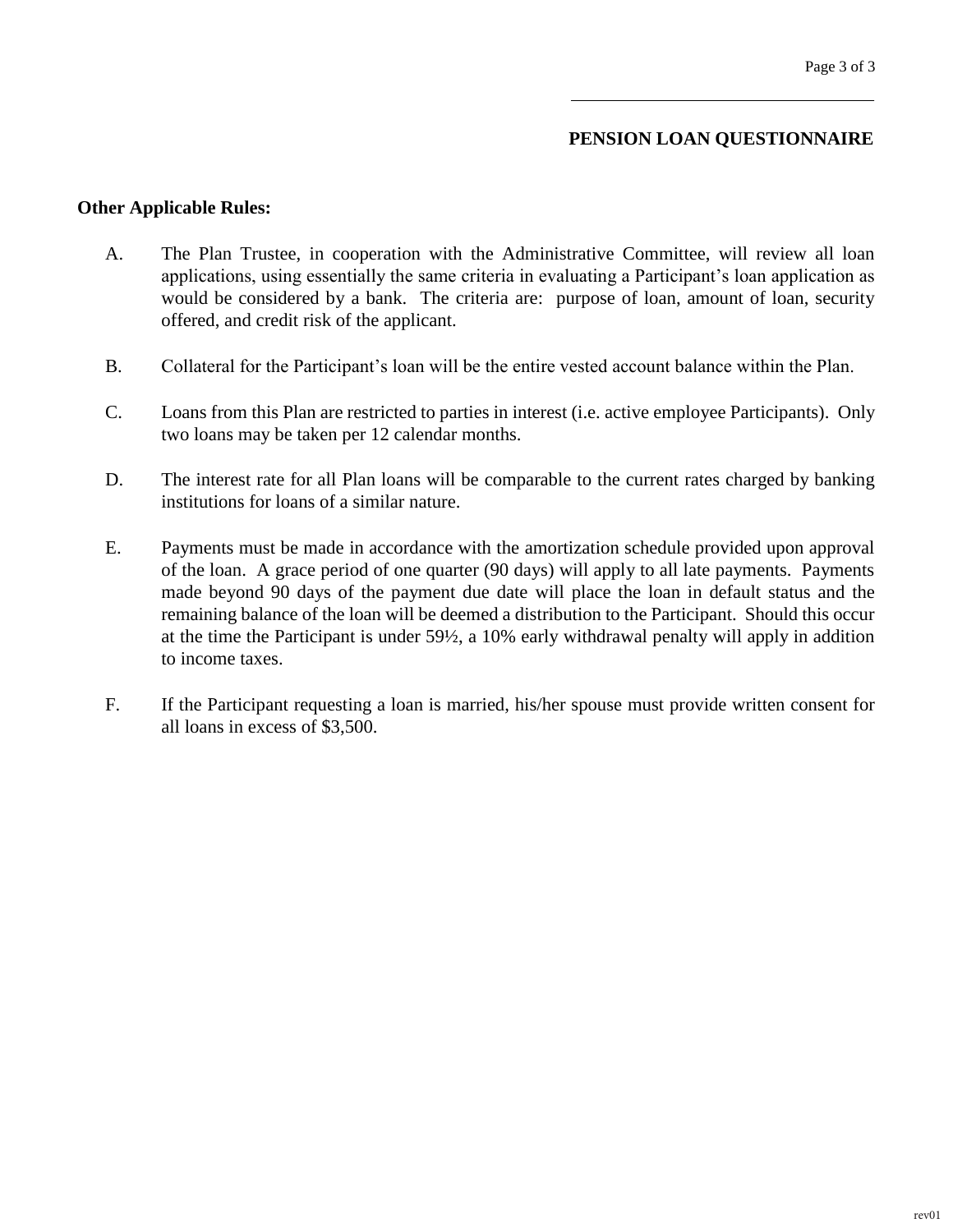## PENSION LOAN QUESTIONNAIRE

**Other Applicable Rules:**

A. The Plan Trustee, in cooperation with the Administrative Committee, will review all loan applications, using essentially the same criteria in evaluating a Participant's loan application as would be considered by a bank. The criteria are: purpose of loan, amount of loan, security offered, and credit risk of the applicant.

B. Collateral for the Participant's loan will be the entire vested account balance within the Plan.

C. Loans from this Plan are restricted to parties in interest (i.e. active employee Participants). Only two loans may be taken per 12 calendar months.

D. The interest rate for all Plan loans will be comparable to the current rates charged by banking institutions for loans of a similar nature.

E. Payments must be made in accordance with the amortization schedule provided upon approval of the loan. A grace period of one quarter (90 days) will apply to all late payments. Payments made beyond 90 days of the payment due date will place the loan in default status and the remaining balance of the loan will be deemed a distribution to the Participant. Should this occur at the time the Participant is under 59½, a 10% early withdrawal penalty will apply in addition to income taxes.

F. If the Participant requesting a loan is married, his/her spouse must provide written consent for all loans in excess of $3,500.

rev01